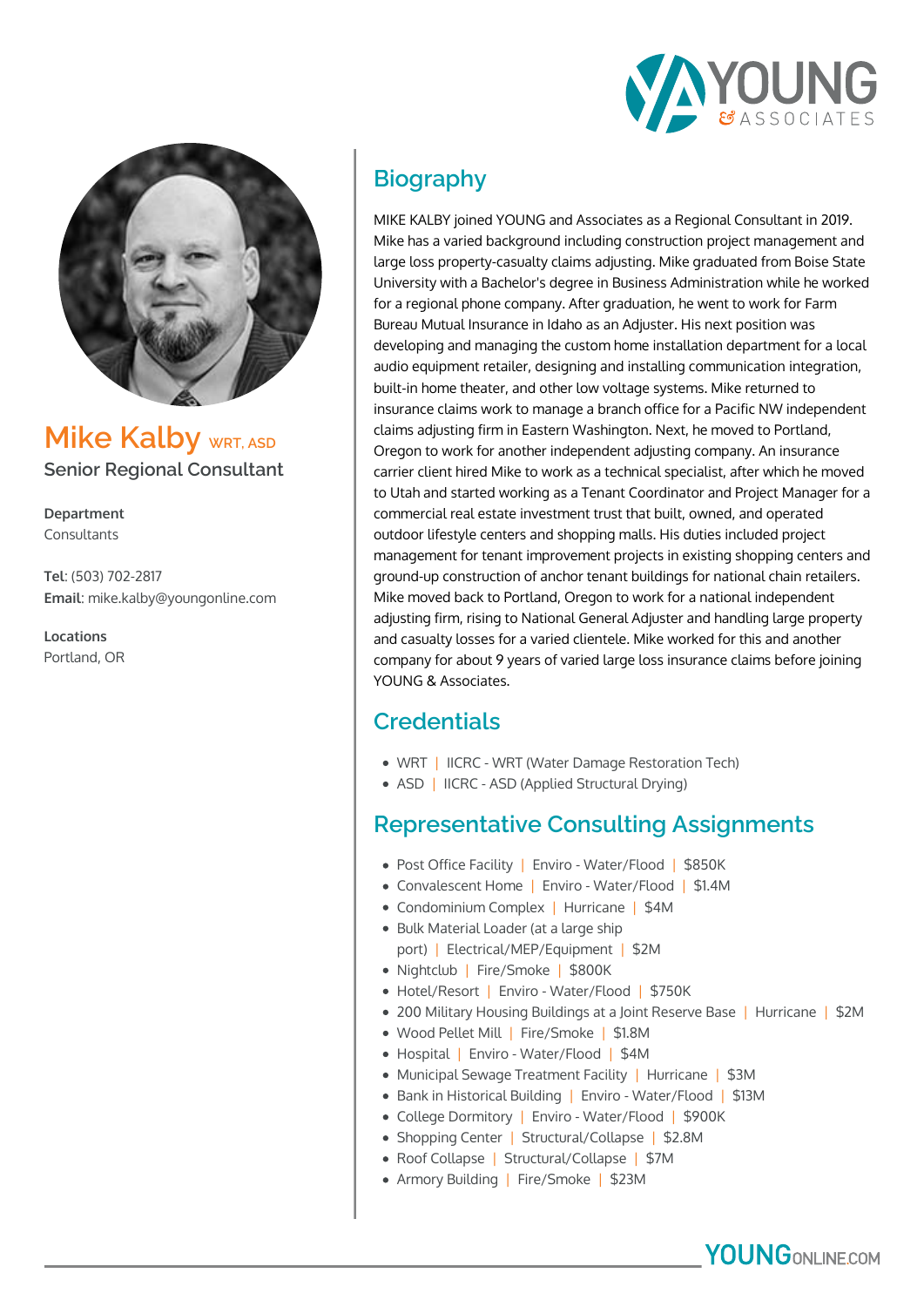# Mike Kalby WRT, ASD

**Senior Regional Consultant**

**Department**
Consultants

**Tel**: (503) 702-2817
**Email**: mike.kalby@youngonline.com

**Locations**
Portland, OR

## Biography

MIKE KALBY joined YOUNG and Associates as a Regional Consultant in 2019. Mike has a varied background including construction project management and large loss property-casualty claims adjusting. Mike graduated from Boise State University with a Bachelor's degree in Business Administration while he worked for a regional phone company. After graduation, he went to work for Farm Bureau Mutual Insurance in Idaho as an Adjuster. His next position was developing and managing the custom home installation department for a local audio equipment retailer, designing and installing communication integration, built-in home theater, and other low voltage systems. Mike returned to insurance claims work to manage a branch office for a Pacific NW independent claims adjusting firm in Eastern Washington. Next, he moved to Portland, Oregon to work for another independent adjusting company. An insurance carrier client hired Mike to work as a technical specialist, after which he moved to Utah and started working as a Tenant Coordinator and Project Manager for a commercial real estate investment trust that built, owned, and operated outdoor lifestyle centers and shopping malls. His duties included project management for tenant improvement projects in existing shopping centers and ground-up construction of anchor tenant buildings for national chain retailers. Mike moved back to Portland, Oregon to work for a national independent adjusting firm, rising to National General Adjuster and handling large property and casualty losses for a varied clientele. Mike worked for this and another company for about 9 years of varied large loss insurance claims before joining YOUNG & Associates.

## Credentials

- WRT | IICRC - WRT (Water Damage Restoration Tech)
- ASD | IICRC - ASD (Applied Structural Drying)

## Representative Consulting Assignments

- Post Office Facility | Enviro - Water/Flood | $850K
- Convalescent Home | Enviro - Water/Flood | $1.4M
- Condominium Complex | Hurricane | $4M
- Bulk Material Loader (at a large ship port) | Electrical/MEP/Equipment | $2M
- Nightclub | Fire/Smoke | $800K
- Hotel/Resort | Enviro - Water/Flood | $750K
- 200 Military Housing Buildings at a Joint Reserve Base | Hurricane | $2M
- Wood Pellet Mill | Fire/Smoke | $1.8M
- Hospital | Enviro - Water/Flood | $4M
- Municipal Sewage Treatment Facility | Hurricane | $3M
- Bank in Historical Building | Enviro - Water/Flood | $13M
- College Dormitory | Enviro - Water/Flood | $900K
- Shopping Center | Structural/Collapse | $2.8M
- Roof Collapse | Structural/Collapse | $7M
- Armory Building | Fire/Smoke | $23M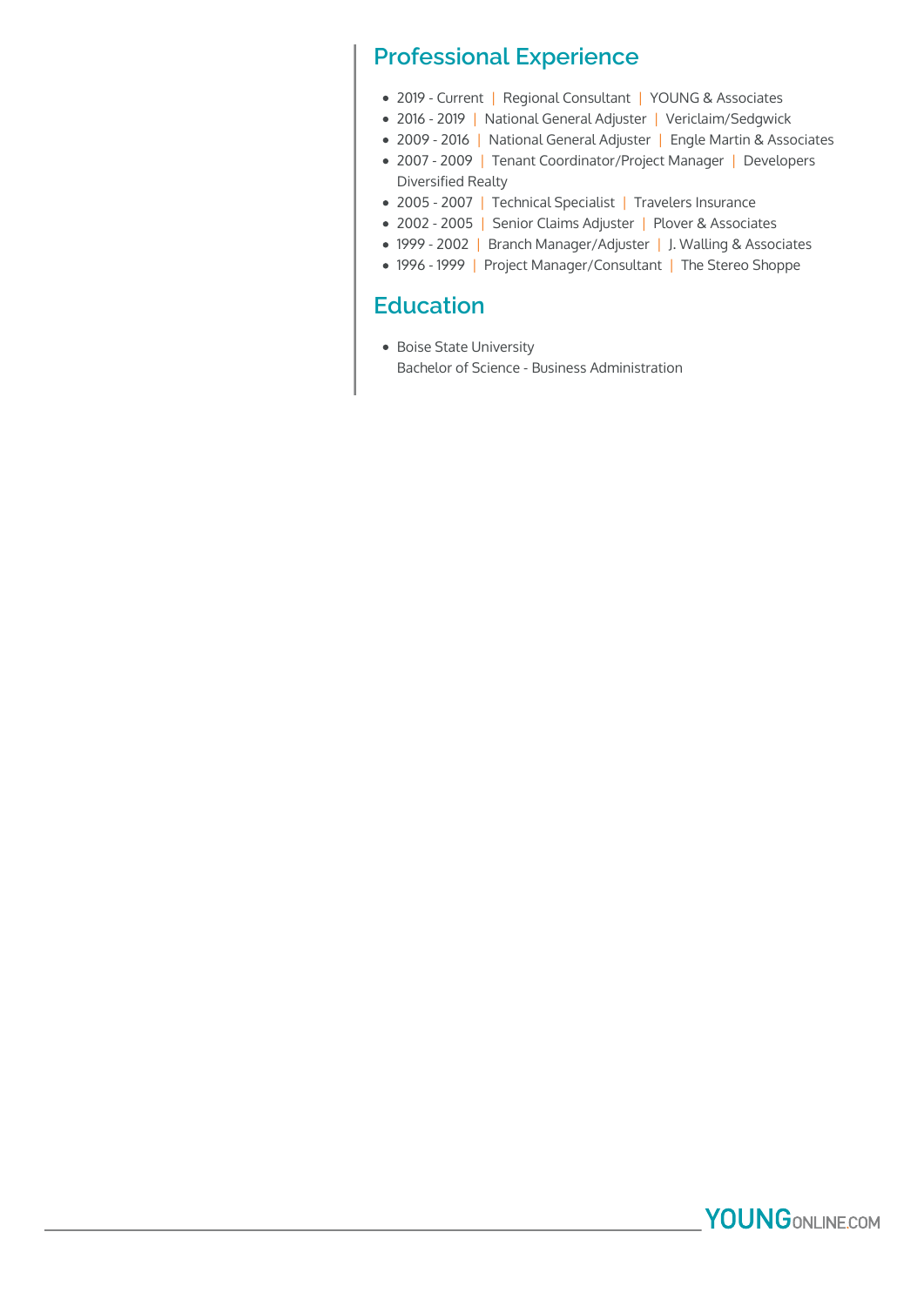## Professional Experience

- 2019 - Current | Regional Consultant | YOUNG & Associates
- 2016 - 2019 | National General Adjuster | Vericlaim/Sedgwick
- 2009 - 2016 | National General Adjuster | Engle Martin & Associates
- 2007 - 2009 | Tenant Coordinator/Project Manager | Developers Diversified Realty
- 2005 - 2007 | Technical Specialist | Travelers Insurance
- 2002 - 2005 | Senior Claims Adjuster | Plover & Associates
- 1999 - 2002 | Branch Manager/Adjuster | J. Walling & Associates
- 1996 - 1999 | Project Manager/Consultant | The Stereo Shoppe

## Education

- Boise State University
  Bachelor of Science - Business Administration